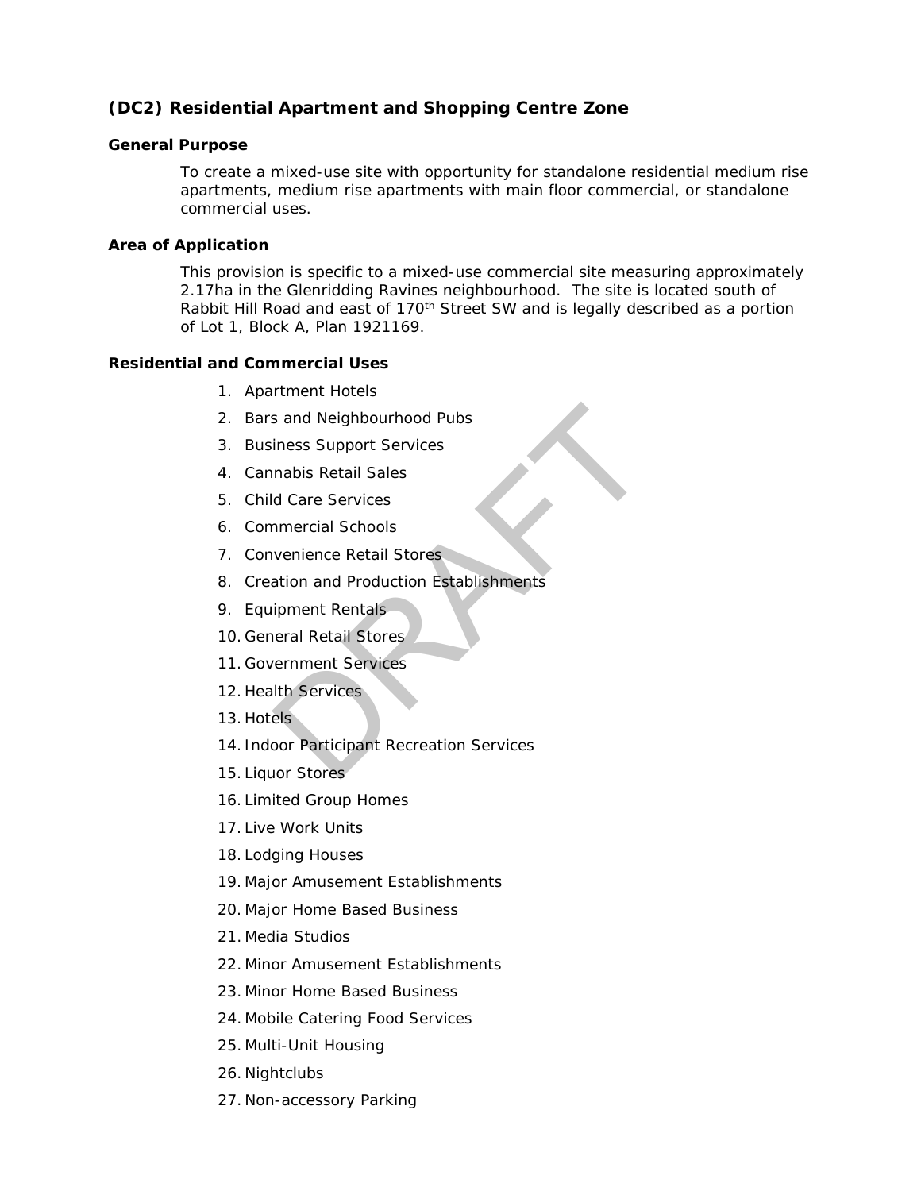## (DC2) Residential Apartment and Shopping Centre Zone

### General Purpose

To create a mixed-use site with opportunity for standalone residential medium rise apartments, medium rise apartments with main floor commercial, or standalone commercial uses.

### Area of Application

This provision is specific to a mixed-use commercial site measuring approximately 2.17ha in the Glenridding Ravines neighbourhood. The site is located south of Rabbit Hill Road and east of 170th Street SW and is legally described as a portion of Lot 1, Block A, Plan 1921169.

### Residential and Commercial Uses

1. Apartment Hotels
2. Bars and Neighbourhood Pubs
3. Business Support Services
4. Cannabis Retail Sales
5. Child Care Services
6. Commercial Schools
7. Convenience Retail Stores
8. Creation and Production Establishments
9. Equipment Rentals
10. General Retail Stores
11. Government Services
12. Health Services
13. Hotels
14. Indoor Participant Recreation Services
15. Liquor Stores
16. Limited Group Homes
17. Live Work Units
18. Lodging Houses
19. Major Amusement Establishments
20. Major Home Based Business
21. Media Studios
22. Minor Amusement Establishments
23. Minor Home Based Business
24. Mobile Catering Food Services
25. Multi-Unit Housing
26. Nightclubs
27. Non-accessory Parking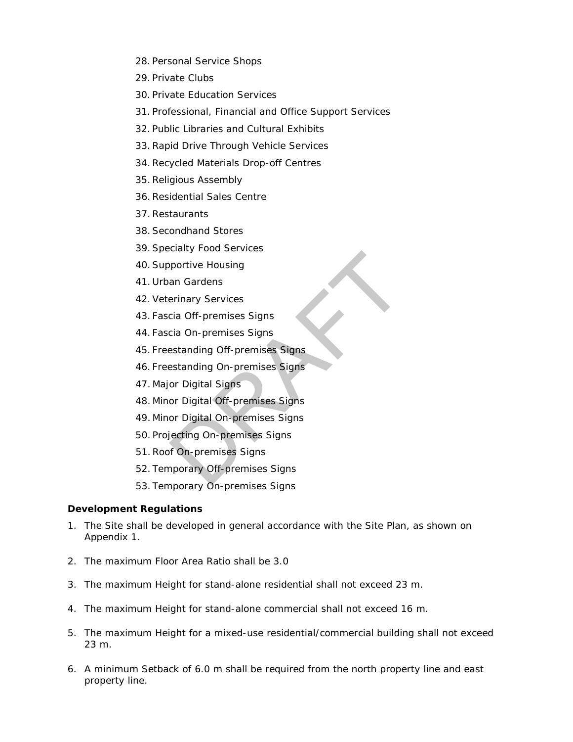28. Personal Service Shops
29. Private Clubs
30. Private Education Services
31. Professional, Financial and Office Support Services
32. Public Libraries and Cultural Exhibits
33. Rapid Drive Through Vehicle Services
34. Recycled Materials Drop-off Centres
35. Religious Assembly
36. Residential Sales Centre
37. Restaurants
38. Secondhand Stores
39. Specialty Food Services
40. Supportive Housing
41. Urban Gardens
42. Veterinary Services
43. Fascia Off-premises Signs
44. Fascia On-premises Signs
45. Freestanding Off-premises Signs
46. Freestanding On-premises Signs
47. Major Digital Signs
48. Minor Digital Off-premises Signs
49. Minor Digital On-premises Signs
50. Projecting On-premises Signs
51. Roof On-premises Signs
52. Temporary Off-premises Signs
53. Temporary On-premises Signs

**Development Regulations**

1. The Site shall be developed in general accordance with the Site Plan, as shown on Appendix 1.

2. The maximum Floor Area Ratio shall be 3.0

3. The maximum Height for stand-alone residential shall not exceed 23 m.

4. The maximum Height for stand-alone commercial shall not exceed 16 m.

5. The maximum Height for a mixed-use residential/commercial building shall not exceed 23 m.

6. A minimum Setback of 6.0 m shall be required from the north property line and east property line.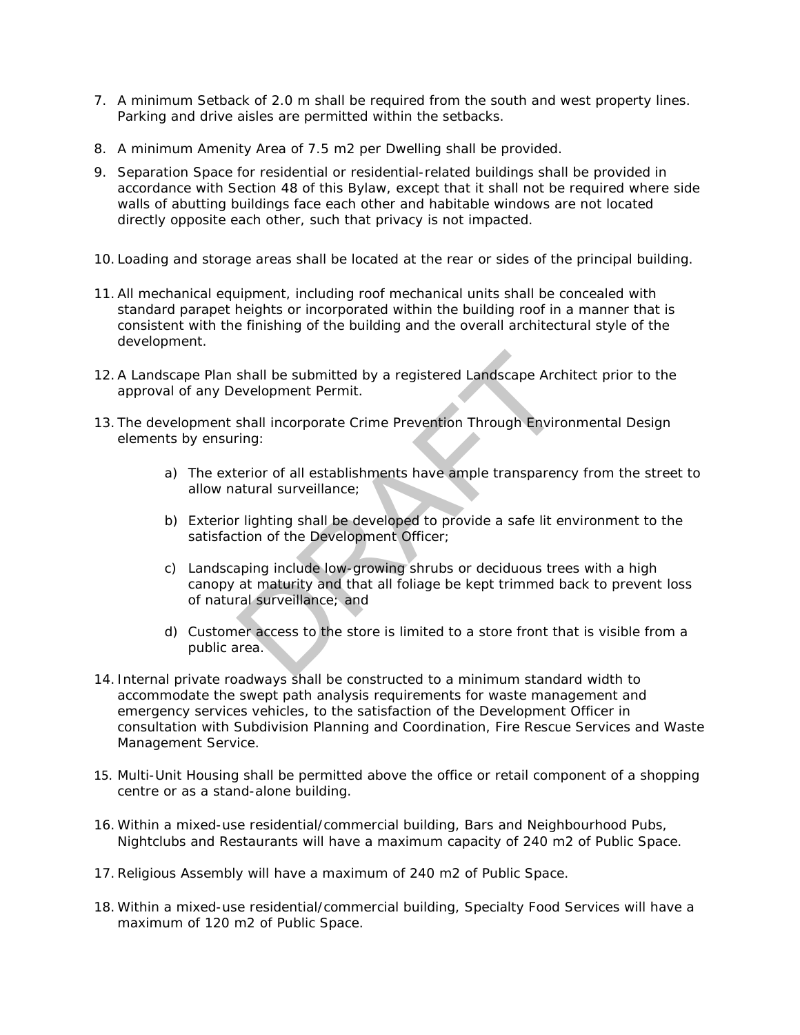7. A minimum Setback of 2.0 m shall be required from the south and west property lines. Parking and drive aisles are permitted within the setbacks.

8. A minimum Amenity Area of 7.5 m2 per Dwelling shall be provided.

9. Separation Space for residential or residential-related buildings shall be provided in accordance with Section 48 of this Bylaw, except that it shall not be required where side walls of abutting buildings face each other and habitable windows are not located directly opposite each other, such that privacy is not impacted.

10. Loading and storage areas shall be located at the rear or sides of the principal building.

11. All mechanical equipment, including roof mechanical units shall be concealed with standard parapet heights or incorporated within the building roof in a manner that is consistent with the finishing of the building and the overall architectural style of the development.

12. A Landscape Plan shall be submitted by a registered Landscape Architect prior to the approval of any Development Permit.

13. The development shall incorporate Crime Prevention Through Environmental Design elements by ensuring:

    a) The exterior of all establishments have ample transparency from the street to allow natural surveillance;

    b) Exterior lighting shall be developed to provide a safe lit environment to the satisfaction of the Development Officer;

    c) Landscaping include low-growing shrubs or deciduous trees with a high canopy at maturity and that all foliage be kept trimmed back to prevent loss of natural surveillance; and

    d) Customer access to the store is limited to a store front that is visible from a public area.

14. Internal private roadways shall be constructed to a minimum standard width to accommodate the swept path analysis requirements for waste management and emergency services vehicles, to the satisfaction of the Development Officer in consultation with Subdivision Planning and Coordination, Fire Rescue Services and Waste Management Service.

15. Multi-Unit Housing shall be permitted above the office or retail component of a shopping centre or as a stand-alone building.

16. Within a mixed-use residential/commercial building, Bars and Neighbourhood Pubs, Nightclubs and Restaurants will have a maximum capacity of 240 m2 of Public Space.

17. Religious Assembly will have a maximum of 240 m2 of Public Space.

18. Within a mixed-use residential/commercial building, Specialty Food Services will have a maximum of 120 m2 of Public Space.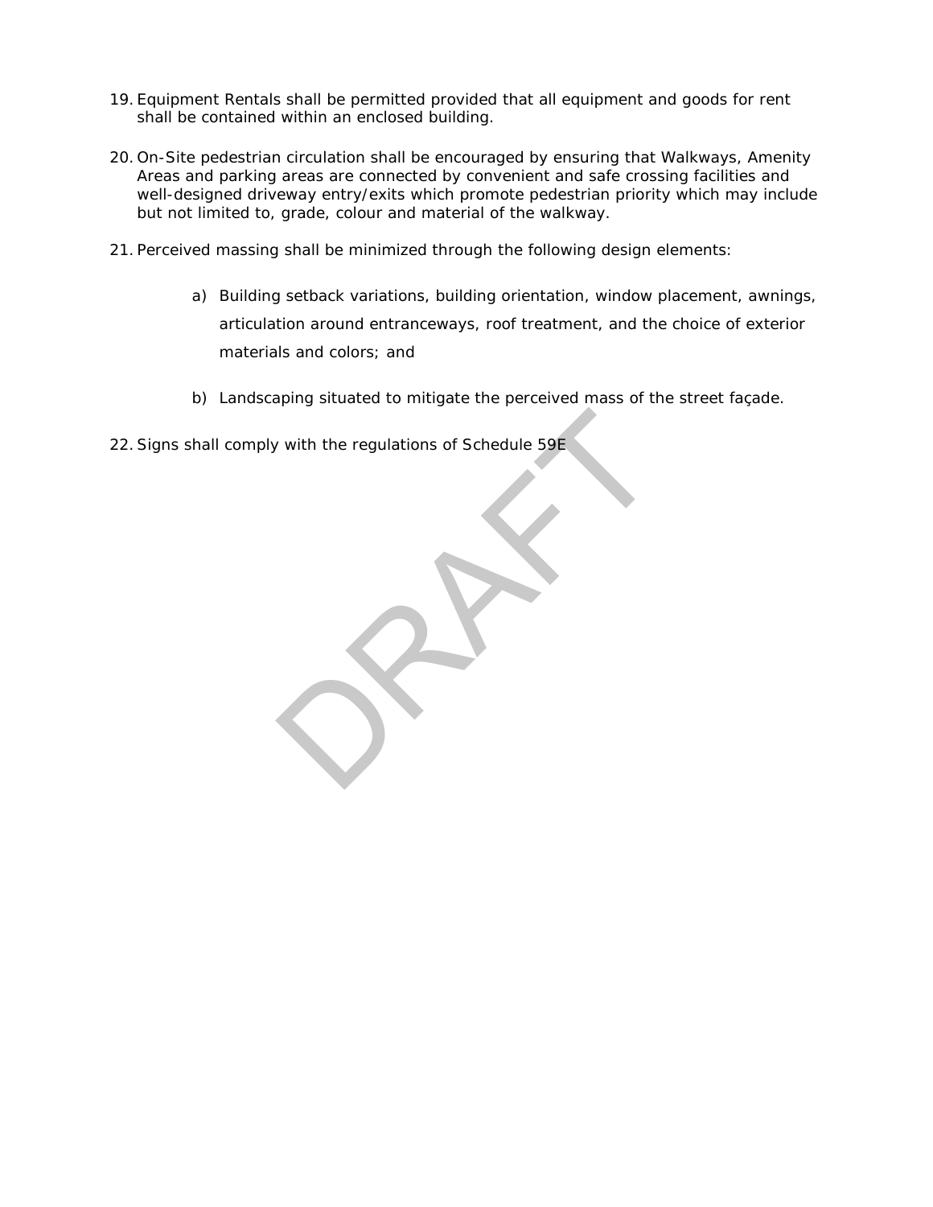19. Equipment Rentals shall be permitted provided that all equipment and goods for rent shall be contained within an enclosed building.

20. On-Site pedestrian circulation shall be encouraged by ensuring that Walkways, Amenity Areas and parking areas are connected by convenient and safe crossing facilities and well-designed driveway entry/exits which promote pedestrian priority which may include but not limited to, grade, colour and material of the walkway.

21. Perceived massing shall be minimized through the following design elements:

    a) Building setback variations, building orientation, window placement, awnings, articulation around entranceways, roof treatment, and the choice of exterior materials and colors; and

    b) Landscaping situated to mitigate the perceived mass of the street façade.

22. Signs shall comply with the regulations of Schedule 59E